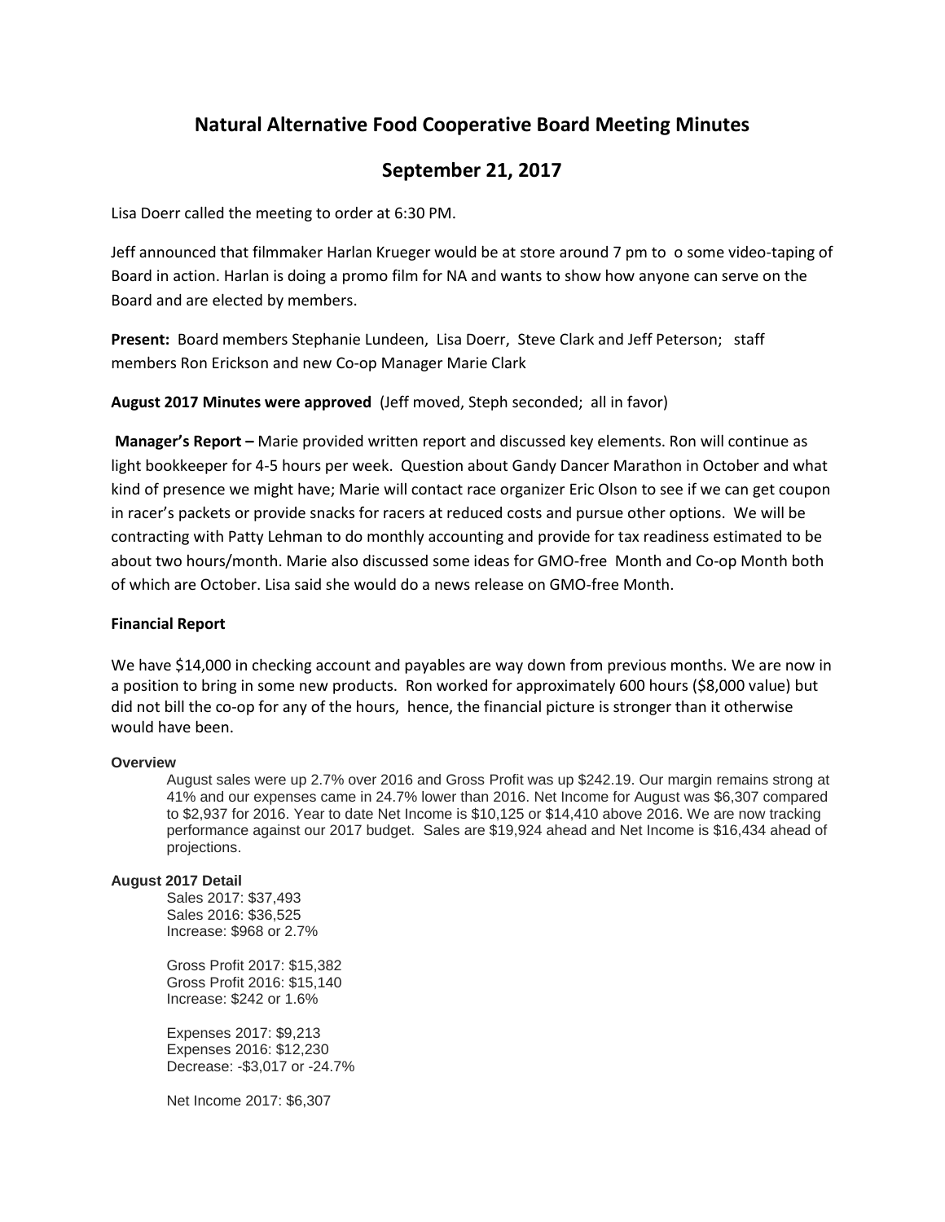# Natural Alternative Food Cooperative Board Meeting Minutes

## September 21, 2017

Lisa Doerr called the meeting to order at 6:30 PM.

Jeff announced that filmmaker Harlan Krueger would be at store around 7 pm to o some video-taping of Board in action. Harlan is doing a promo film for NA and wants to show how anyone can serve on the Board and are elected by members.

**Present:** Board members Stephanie Lundeen, Lisa Doerr, Steve Clark and Jeff Peterson; staff members Ron Erickson and new Co-op Manager Marie Clark

**August 2017 Minutes were approved** (Jeff moved, Steph seconded; all in favor)

**Manager's Report –** Marie provided written report and discussed key elements. Ron will continue as light bookkeeper for 4-5 hours per week. Question about Gandy Dancer Marathon in October and what kind of presence we might have; Marie will contact race organizer Eric Olson to see if we can get coupon in racer's packets or provide snacks for racers at reduced costs and pursue other options. We will be contracting with Patty Lehman to do monthly accounting and provide for tax readiness estimated to be about two hours/month. Marie also discussed some ideas for GMO-free Month and Co-op Month both of which are October. Lisa said she would do a news release on GMO-free Month.

**Financial Report**

We have $14,000 in checking account and payables are way down from previous months. We are now in a position to bring in some new products. Ron worked for approximately 600 hours ($8,000 value) but did not bill the co-op for any of the hours, hence, the financial picture is stronger than it otherwise would have been.

**Overview**

August sales were up 2.7% over 2016 and Gross Profit was up $242.19. Our margin remains strong at 41% and our expenses came in 24.7% lower than 2016. Net Income for August was $6,307 compared to $2,937 for 2016. Year to date Net Income is $10,125 or $14,410 above 2016. We are now tracking performance against our 2017 budget. Sales are $19,924 ahead and Net Income is $16,434 ahead of projections.

**August 2017 Detail**

Sales 2017: $37,493
Sales 2016: $36,525
Increase: $968 or 2.7%

Gross Profit 2017: $15,382
Gross Profit 2016: $15,140
Increase: $242 or 1.6%

Expenses 2017: $9,213
Expenses 2016: $12,230
Decrease: -$3,017 or -24.7%

Net Income 2017: $6,307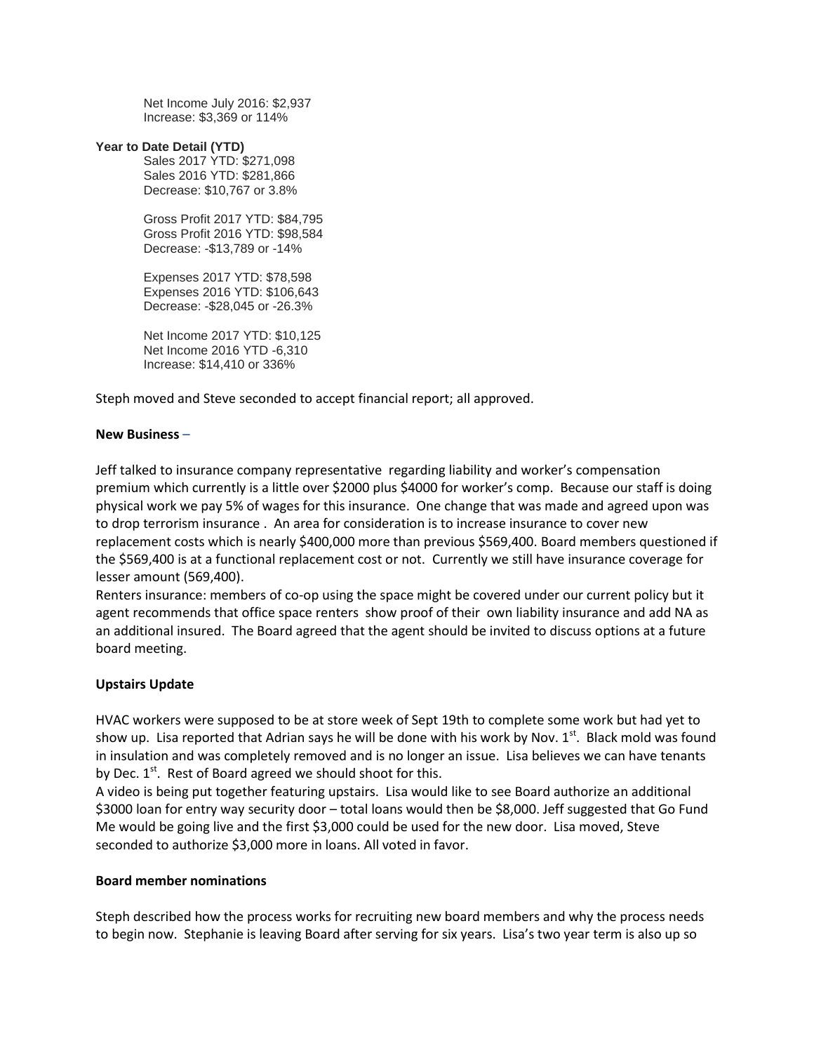Net Income July 2016: $2,937
Increase: $3,369 or 114%

**Year to Date Detail (YTD)**

Sales 2017 YTD: $271,098
Sales 2016 YTD: $281,866
Decrease: $10,767 or 3.8%

Gross Profit 2017 YTD: $84,795
Gross Profit 2016 YTD: $98,584
Decrease: -$13,789 or -14%

Expenses 2017 YTD: $78,598
Expenses 2016 YTD: $106,643
Decrease: -$28,045 or -26.3%

Net Income 2017 YTD: $10,125
Net Income 2016 YTD -6,310
Increase: $14,410 or 336%

Steph moved and Steve seconded to accept financial report; all approved.

**New Business** –

Jeff talked to insurance company representative regarding liability and worker's compensation premium which currently is a little over $2000 plus $4000 for worker's comp. Because our staff is doing physical work we pay 5% of wages for this insurance. One change that was made and agreed upon was to drop terrorism insurance . An area for consideration is to increase insurance to cover new replacement costs which is nearly $400,000 more than previous $569,400. Board members questioned if the $569,400 is at a functional replacement cost or not. Currently we still have insurance coverage for lesser amount (569,400).

Renters insurance: members of co-op using the space might be covered under our current policy but it agent recommends that office space renters show proof of their own liability insurance and add NA as an additional insured. The Board agreed that the agent should be invited to discuss options at a future board meeting.

**Upstairs Update**

HVAC workers were supposed to be at store week of Sept 19th to complete some work but had yet to show up. Lisa reported that Adrian says he will be done with his work by Nov. 1st. Black mold was found in insulation and was completely removed and is no longer an issue. Lisa believes we can have tenants by Dec. 1st. Rest of Board agreed we should shoot for this.

A video is being put together featuring upstairs. Lisa would like to see Board authorize an additional $3000 loan for entry way security door – total loans would then be $8,000. Jeff suggested that Go Fund Me would be going live and the first $3,000 could be used for the new door. Lisa moved, Steve seconded to authorize $3,000 more in loans. All voted in favor.

**Board member nominations**

Steph described how the process works for recruiting new board members and why the process needs to begin now. Stephanie is leaving Board after serving for six years. Lisa's two year term is also up so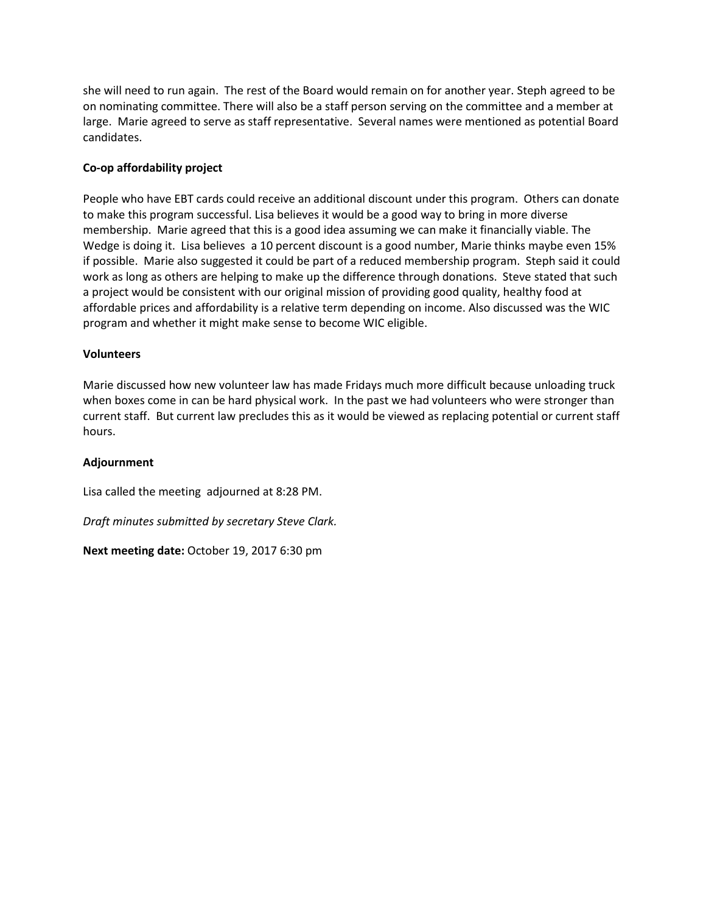she will need to run again. The rest of the Board would remain on for another year. Steph agreed to be on nominating committee. There will also be a staff person serving on the committee and a member at large. Marie agreed to serve as staff representative. Several names were mentioned as potential Board candidates.

**Co-op affordability project**

People who have EBT cards could receive an additional discount under this program. Others can donate to make this program successful. Lisa believes it would be a good way to bring in more diverse membership. Marie agreed that this is a good idea assuming we can make it financially viable. The Wedge is doing it. Lisa believes a 10 percent discount is a good number, Marie thinks maybe even 15% if possible. Marie also suggested it could be part of a reduced membership program. Steph said it could work as long as others are helping to make up the difference through donations. Steve stated that such a project would be consistent with our original mission of providing good quality, healthy food at affordable prices and affordability is a relative term depending on income. Also discussed was the WIC program and whether it might make sense to become WIC eligible.

**Volunteers**

Marie discussed how new volunteer law has made Fridays much more difficult because unloading truck when boxes come in can be hard physical work. In the past we had volunteers who were stronger than current staff. But current law precludes this as it would be viewed as replacing potential or current staff hours.

**Adjournment**

Lisa called the meeting adjourned at 8:28 PM.

*Draft minutes submitted by secretary Steve Clark.*

**Next meeting date:** October 19, 2017 6:30 pm